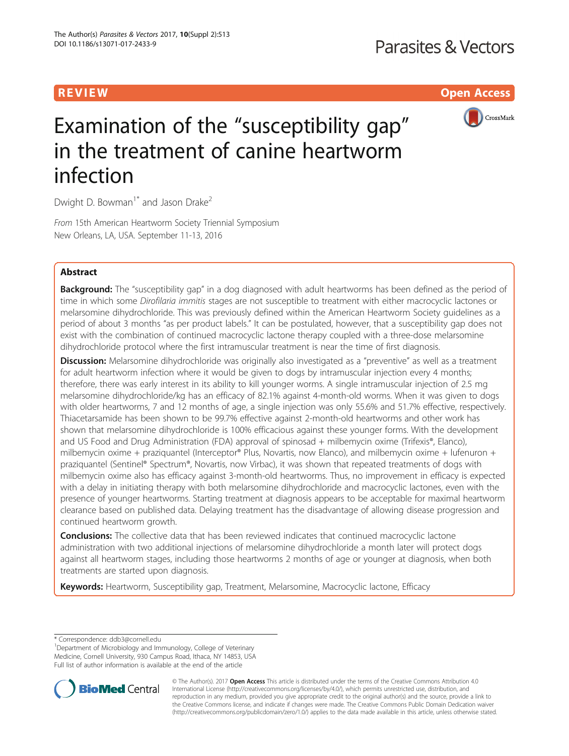REVIEW Open Access

# Examination of the "susceptibility gap" in the treatment of canine heartworm infection

Dwight D. Bowman[1*] and Jason Drake[2]

*From* 15th American Heartworm Society Triennial Symposium
New Orleans, LA, USA. September 11-13, 2016

## Abstract

**Background:** The "susceptibility gap" in a dog diagnosed with adult heartworms has been defined as the period of time in which some *Dirofilaria immitis* stages are not susceptible to treatment with either macrocyclic lactones or melarsomine dihydrochloride. This was previously defined within the American Heartworm Society guidelines as a period of about 3 months "as per product labels." It can be postulated, however, that a susceptibility gap does not exist with the combination of continued macrocyclic lactone therapy coupled with a three-dose melarsomine dihydrochloride protocol where the first intramuscular treatment is near the time of first diagnosis.

**Discussion:** Melarsomine dihydrochloride was originally also investigated as a "preventive" as well as a treatment for adult heartworm infection where it would be given to dogs by intramuscular injection every 4 months; therefore, there was early interest in its ability to kill younger worms. A single intramuscular injection of 2.5 mg melarsomine dihydrochloride/kg has an efficacy of 82.1% against 4-month-old worms. When it was given to dogs with older heartworms, 7 and 12 months of age, a single injection was only 55.6% and 51.7% effective, respectively. Thiacetarsamide has been shown to be 99.7% effective against 2-month-old heartworms and other work has shown that melarsomine dihydrochloride is 100% efficacious against these younger forms. With the development and US Food and Drug Administration (FDA) approval of spinosad + milbemycin oxime (Trifexis®, Elanco), milbemycin oxime + praziquantel (Interceptor® Plus, Novartis, now Elanco), and milbemycin oxime + lufenuron + praziquantel (Sentinel® Spectrum®, Novartis, now Virbac), it was shown that repeated treatments of dogs with milbemycin oxime also has efficacy against 3-month-old heartworms. Thus, no improvement in efficacy is expected with a delay in initiating therapy with both melarsomine dihydrochloride and macrocyclic lactones, even with the presence of younger heartworms. Starting treatment at diagnosis appears to be acceptable for maximal heartworm clearance based on published data. Delaying treatment has the disadvantage of allowing disease progression and continued heartworm growth.

**Conclusions:** The collective data that has been reviewed indicates that continued macrocyclic lactone administration with two additional injections of melarsomine dihydrochloride a month later will protect dogs against all heartworm stages, including those heartworms 2 months of age or younger at diagnosis, when both treatments are started upon diagnosis.

**Keywords:** Heartworm, Susceptibility gap, Treatment, Melarsomine, Macrocyclic lactone, Efficacy

---

\* Correspondence: ddb3@cornell.edu
[1]Department of Microbiology and Immunology, College of Veterinary Medicine, Cornell University, 930 Campus Road, Ithaca, NY 14853, USA
Full list of author information is available at the end of the article

© The Author(s). 2017 **Open Access** This article is distributed under the terms of the Creative Commons Attribution 4.0 International License (http://creativecommons.org/licenses/by/4.0/), which permits unrestricted use, distribution, and reproduction in any medium, provided you give appropriate credit to the original author(s) and the source, provide a link to the Creative Commons license, and indicate if changes were made. The Creative Commons Public Domain Dedication waiver (http://creativecommons.org/publicdomain/zero/1.0/) applies to the data made available in this article, unless otherwise stated.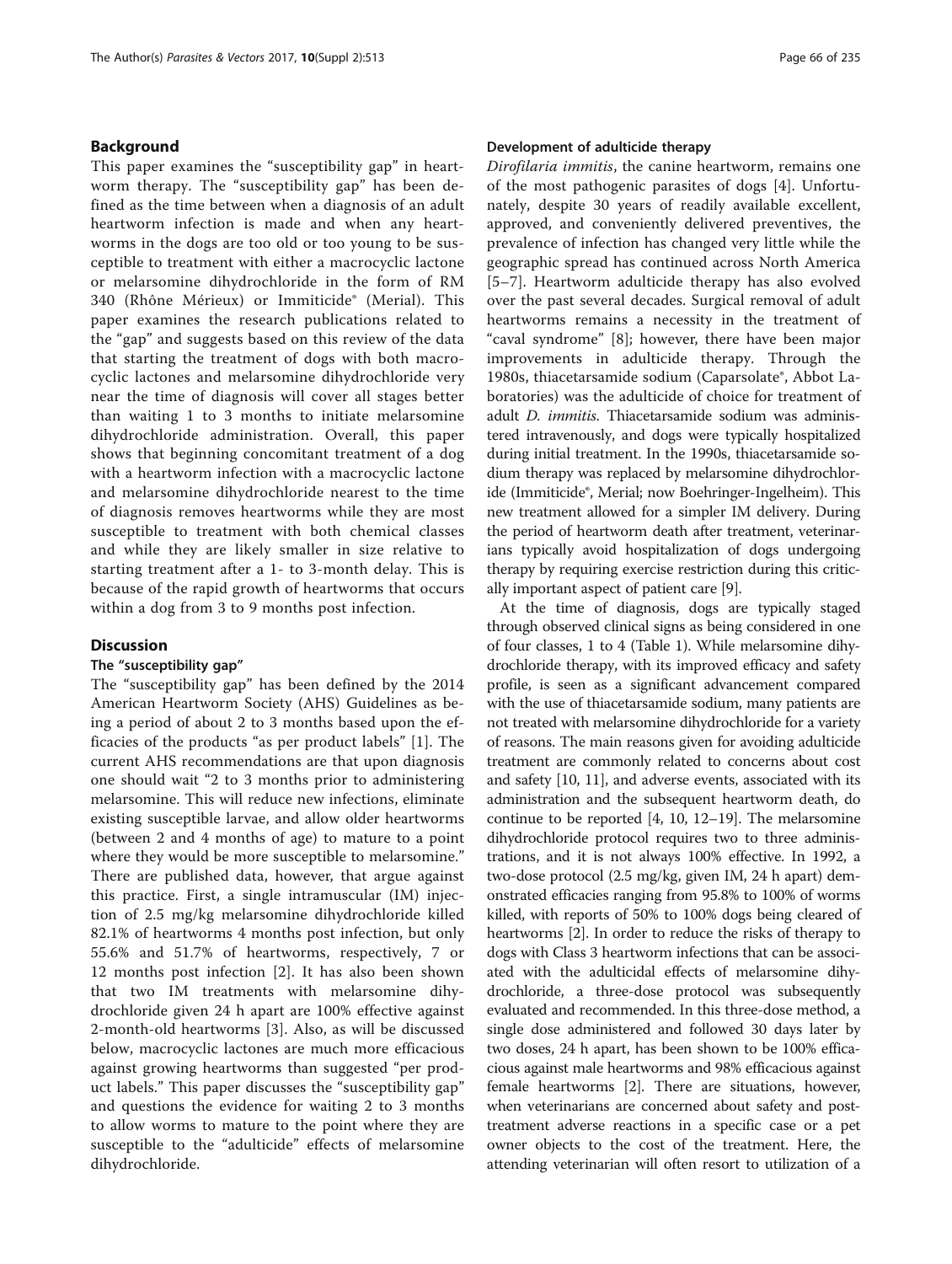## Background

This paper examines the "susceptibility gap" in heartworm therapy. The "susceptibility gap" has been defined as the time between when a diagnosis of an adult heartworm infection is made and when any heartworms in the dogs are too old or too young to be susceptible to treatment with either a macrocyclic lactone or melarsomine dihydrochloride in the form of RM 340 (Rhône Mérieux) or Immiticide® (Merial). This paper examines the research publications related to the "gap" and suggests based on this review of the data that starting the treatment of dogs with both macrocyclic lactones and melarsomine dihydrochloride very near the time of diagnosis will cover all stages better than waiting 1 to 3 months to initiate melarsomine dihydrochloride administration. Overall, this paper shows that beginning concomitant treatment of a dog with a heartworm infection with a macrocyclic lactone and melarsomine dihydrochloride nearest to the time of diagnosis removes heartworms while they are most susceptible to treatment with both chemical classes and while they are likely smaller in size relative to starting treatment after a 1- to 3-month delay. This is because of the rapid growth of heartworms that occurs within a dog from 3 to 9 months post infection.

## Discussion

### The "susceptibility gap"

The "susceptibility gap" has been defined by the 2014 American Heartworm Society (AHS) Guidelines as being a period of about 2 to 3 months based upon the efficacies of the products "as per product labels" [1]. The current AHS recommendations are that upon diagnosis one should wait "2 to 3 months prior to administering melarsomine. This will reduce new infections, eliminate existing susceptible larvae, and allow older heartworms (between 2 and 4 months of age) to mature to a point where they would be more susceptible to melarsomine." There are published data, however, that argue against this practice. First, a single intramuscular (IM) injection of 2.5 mg/kg melarsomine dihydrochloride killed 82.1% of heartworms 4 months post infection, but only 55.6% and 51.7% of heartworms, respectively, 7 or 12 months post infection [2]. It has also been shown that two IM treatments with melarsomine dihydrochloride given 24 h apart are 100% effective against 2-month-old heartworms [3]. Also, as will be discussed below, macrocyclic lactones are much more efficacious against growing heartworms than suggested "per product labels." This paper discusses the "susceptibility gap" and questions the evidence for waiting 2 to 3 months to allow worms to mature to the point where they are susceptible to the "adulticide" effects of melarsomine dihydrochloride.

### Development of adulticide therapy

*Dirofilaria immitis*, the canine heartworm, remains one of the most pathogenic parasites of dogs [4]. Unfortunately, despite 30 years of readily available excellent, approved, and conveniently delivered preventives, the prevalence of infection has changed very little while the geographic spread has continued across North America [5–7]. Heartworm adulticide therapy has also evolved over the past several decades. Surgical removal of adult heartworms remains a necessity in the treatment of "caval syndrome" [8]; however, there have been major improvements in adulticide therapy. Through the 1980s, thiacetarsamide sodium (Caparsolate®, Abbot Laboratories) was the adulticide of choice for treatment of adult *D. immitis*. Thiacetarsamide sodium was administered intravenously, and dogs were typically hospitalized during initial treatment. In the 1990s, thiacetarsamide sodium therapy was replaced by melarsomine dihydrochloride (Immiticide®, Merial; now Boehringer-Ingelheim). This new treatment allowed for a simpler IM delivery. During the period of heartworm death after treatment, veterinarians typically avoid hospitalization of dogs undergoing therapy by requiring exercise restriction during this critically important aspect of patient care [9].

At the time of diagnosis, dogs are typically staged through observed clinical signs as being considered in one of four classes, 1 to 4 (Table 1). While melarsomine dihydrochloride therapy, with its improved efficacy and safety profile, is seen as a significant advancement compared with the use of thiacetarsamide sodium, many patients are not treated with melarsomine dihydrochloride for a variety of reasons. The main reasons given for avoiding adulticide treatment are commonly related to concerns about cost and safety [10, 11], and adverse events, associated with its administration and the subsequent heartworm death, do continue to be reported [4, 10, 12–19]. The melarsomine dihydrochloride protocol requires two to three administrations, and it is not always 100% effective. In 1992, a two-dose protocol (2.5 mg/kg, given IM, 24 h apart) demonstrated efficacies ranging from 95.8% to 100% of worms killed, with reports of 50% to 100% dogs being cleared of heartworms [2]. In order to reduce the risks of therapy to dogs with Class 3 heartworm infections that can be associated with the adulticidal effects of melarsomine dihydrochloride, a three-dose protocol was subsequently evaluated and recommended. In this three-dose method, a single dose administered and followed 30 days later by two doses, 24 h apart, has been shown to be 100% efficacious against male heartworms and 98% efficacious against female heartworms [2]. There are situations, however, when veterinarians are concerned about safety and post-treatment adverse reactions in a specific case or a pet owner objects to the cost of the treatment. Here, the attending veterinarian will often resort to utilization of a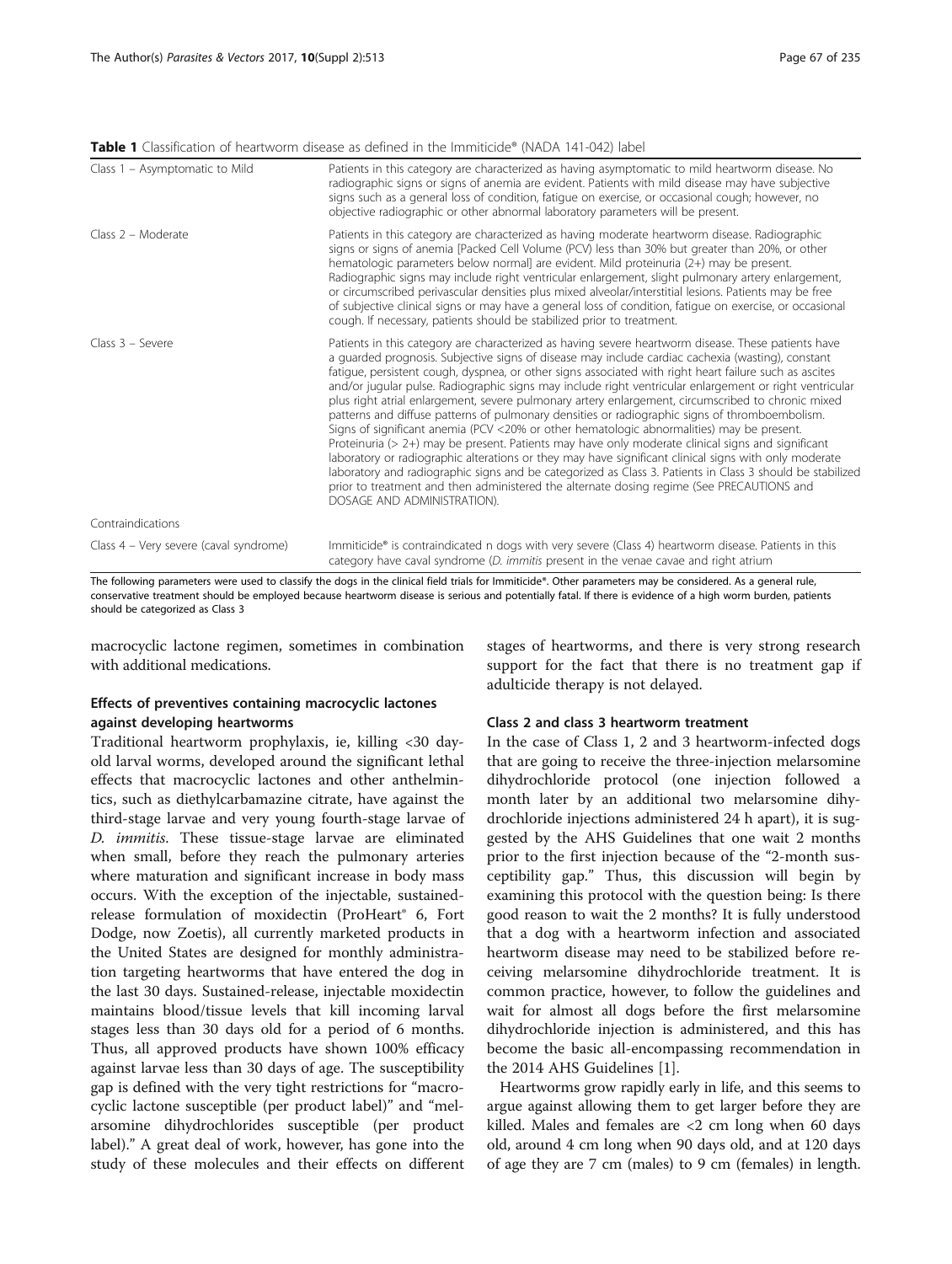**Table 1** Classification of heartworm disease as defined in the Immiticide® (NADA 141-042) label

| | |
|---|---|
| Class 1 – Asymptomatic to Mild | Patients in this category are characterized as having asymptomatic to mild heartworm disease. No radiographic signs or signs of anemia are evident. Patients with mild disease may have subjective signs such as a general loss of condition, fatigue on exercise, or occasional cough; however, no objective radiographic or other abnormal laboratory parameters will be present. |
| Class 2 – Moderate | Patients in this category are characterized as having moderate heartworm disease. Radiographic signs or signs of anemia [Packed Cell Volume (PCV) less than 30% but greater than 20%, or other hematologic parameters below normal] are evident. Mild proteinuria (2+) may be present. Radiographic signs may include right ventricular enlargement, slight pulmonary artery enlargement, or circumscribed perivascular densities plus mixed alveolar/interstitial lesions. Patients may be free of subjective clinical signs or may have a general loss of condition, fatigue on exercise, or occasional cough. If necessary, patients should be stabilized prior to treatment. |
| Class 3 – Severe | Patients in this category are characterized as having severe heartworm disease. These patients have a guarded prognosis. Subjective signs of disease may include cardiac cachexia (wasting), constant fatigue, persistent cough, dyspnea, or other signs associated with right heart failure such as ascites and/or jugular pulse. Radiographic signs may include right ventricular enlargement or right ventricular plus right atrial enlargement, severe pulmonary artery enlargement, circumscribed to chronic mixed patterns and diffuse patterns of pulmonary densities or radiographic signs of thromboembolism. Signs of significant anemia (PCV <20% or other hematologic abnormalities) may be present. Proteinuria (> 2+) may be present. Patients may have only moderate clinical signs and significant laboratory or radiographic alterations or they may have significant clinical signs with only moderate laboratory and radiographic signs and be categorized as Class 3. Patients in Class 3 should be stabilized prior to treatment and then administered the alternate dosing regime (See PRECAUTIONS and DOSAGE AND ADMINISTRATION). |
| Contraindications | |
| Class 4 – Very severe (caval syndrome) | Immiticide® is contraindicated n dogs with very severe (Class 4) heartworm disease. Patients in this category have caval syndrome (*D. immitis* present in the venae cavae and right atrium |

The following parameters were used to classify the dogs in the clinical field trials for Immiticide®. Other parameters may be considered. As a general rule, conservative treatment should be employed because heartworm disease is serious and potentially fatal. If there is evidence of a high worm burden, patients should be categorized as Class 3

macrocyclic lactone regimen, sometimes in combination with additional medications.

### Effects of preventives containing macrocyclic lactones against developing heartworms

Traditional heartworm prophylaxis, ie, killing <30 day-old larval worms, developed around the significant lethal effects that macrocyclic lactones and other anthelmintics, such as diethylcarbamazine citrate, have against the third-stage larvae and very young fourth-stage larvae of *D. immitis*. These tissue-stage larvae are eliminated when small, before they reach the pulmonary arteries where maturation and significant increase in body mass occurs. With the exception of the injectable, sustained-release formulation of moxidectin (ProHeart® 6, Fort Dodge, now Zoetis), all currently marketed products in the United States are designed for monthly administration targeting heartworms that have entered the dog in the last 30 days. Sustained-release, injectable moxidectin maintains blood/tissue levels that kill incoming larval stages less than 30 days old for a period of 6 months. Thus, all approved products have shown 100% efficacy against larvae less than 30 days of age. The susceptibility gap is defined with the very tight restrictions for "macrocyclic lactone susceptible (per product label)" and "melarsomine dihydrochlorides susceptible (per product label)." A great deal of work, however, has gone into the study of these molecules and their effects on different stages of heartworms, and there is very strong research support for the fact that there is no treatment gap if adulticide therapy is not delayed.

### Class 2 and class 3 heartworm treatment

In the case of Class 1, 2 and 3 heartworm-infected dogs that are going to receive the three-injection melarsomine dihydrochloride protocol (one injection followed a month later by an additional two melarsomine dihydrochloride injections administered 24 h apart), it is suggested by the AHS Guidelines that one wait 2 months prior to the first injection because of the "2-month susceptibility gap." Thus, this discussion will begin by examining this protocol with the question being: Is there good reason to wait the 2 months? It is fully understood that a dog with a heartworm infection and associated heartworm disease may need to be stabilized before receiving melarsomine dihydrochloride treatment. It is common practice, however, to follow the guidelines and wait for almost all dogs before the first melarsomine dihydrochloride injection is administered, and this has become the basic all-encompassing recommendation in the 2014 AHS Guidelines [1].

Heartworms grow rapidly early in life, and this seems to argue against allowing them to get larger before they are killed. Males and females are <2 cm long when 60 days old, around 4 cm long when 90 days old, and at 120 days of age they are 7 cm (males) to 9 cm (females) in length.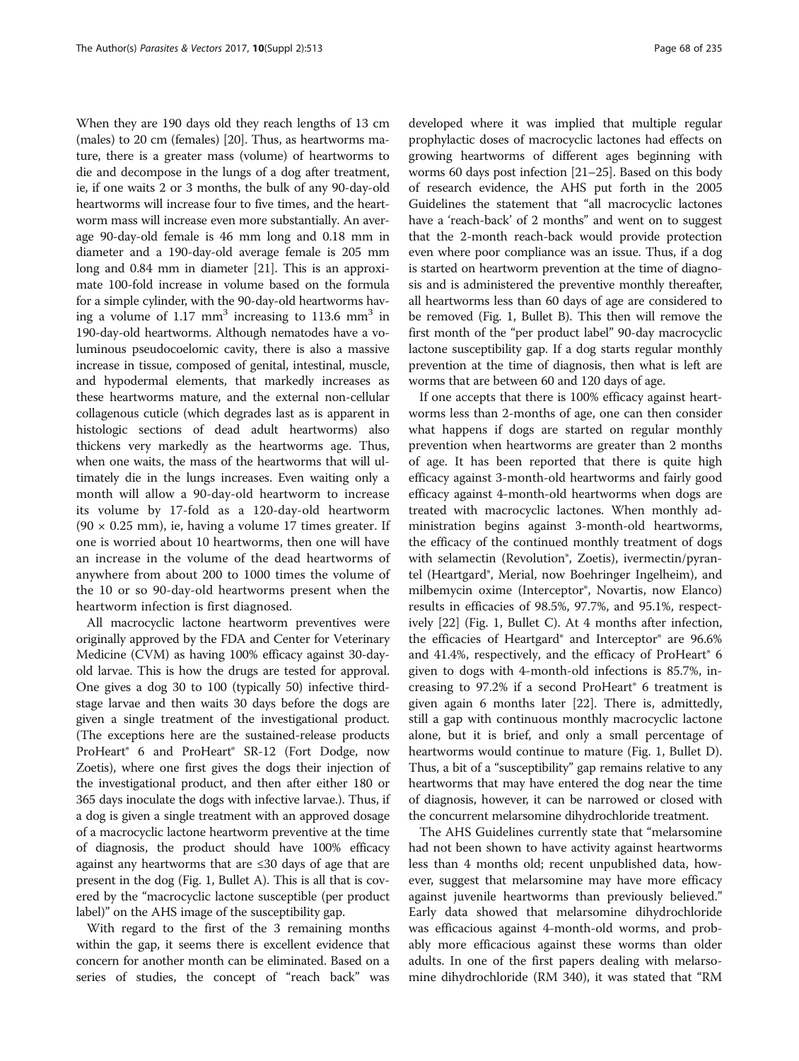When they are 190 days old they reach lengths of 13 cm (males) to 20 cm (females) [20]. Thus, as heartworms mature, there is a greater mass (volume) of heartworms to die and decompose in the lungs of a dog after treatment, ie, if one waits 2 or 3 months, the bulk of any 90-day-old heartworms will increase four to five times, and the heartworm mass will increase even more substantially. An average 90-day-old female is 46 mm long and 0.18 mm in diameter and a 190-day-old average female is 205 mm long and 0.84 mm in diameter [21]. This is an approximate 100-fold increase in volume based on the formula for a simple cylinder, with the 90-day-old heartworms having a volume of 1.17 $mm^3$ increasing to 113.6 $mm^3$ in 190-day-old heartworms. Although nematodes have a voluminous pseudocoelomic cavity, there is also a massive increase in tissue, composed of genital, intestinal, muscle, and hypodermal elements, that markedly increases as these heartworms mature, and the external non-cellular collagenous cuticle (which degrades last as is apparent in histologic sections of dead adult heartworms) also thickens very markedly as the heartworms age. Thus, when one waits, the mass of the heartworms that will ultimately die in the lungs increases. Even waiting only a month will allow a 90-day-old heartworm to increase its volume by 17-fold as a 120-day-old heartworm ($90 \times 0.25$ mm), ie, having a volume 17 times greater. If one is worried about 10 heartworms, then one will have an increase in the volume of the dead heartworms of anywhere from about 200 to 1000 times the volume of the 10 or so 90-day-old heartworms present when the heartworm infection is first diagnosed.

All macrocyclic lactone heartworm preventives were originally approved by the FDA and Center for Veterinary Medicine (CVM) as having 100% efficacy against 30-day-old larvae. This is how the drugs are tested for approval. One gives a dog 30 to 100 (typically 50) infective third-stage larvae and then waits 30 days before the dogs are given a single treatment of the investigational product. (The exceptions here are the sustained-release products ProHeart® 6 and ProHeart® SR-12 (Fort Dodge, now Zoetis), where one first gives the dogs their injection of the investigational product, and then after either 180 or 365 days inoculate the dogs with infective larvae.). Thus, if a dog is given a single treatment with an approved dosage of a macrocyclic lactone heartworm preventive at the time of diagnosis, the product should have 100% efficacy against any heartworms that are ≤30 days of age that are present in the dog (Fig. 1, Bullet A). This is all that is covered by the "macrocyclic lactone susceptible (per product label)" on the AHS image of the susceptibility gap.

With regard to the first of the 3 remaining months within the gap, it seems there is excellent evidence that concern for another month can be eliminated. Based on a series of studies, the concept of "reach back" was developed where it was implied that multiple regular prophylactic doses of macrocyclic lactones had effects on growing heartworms of different ages beginning with worms 60 days post infection [21–25]. Based on this body of research evidence, the AHS put forth in the 2005 Guidelines the statement that "all macrocyclic lactones have a 'reach-back' of 2 months" and went on to suggest that the 2-month reach-back would provide protection even where poor compliance was an issue. Thus, if a dog is started on heartworm prevention at the time of diagnosis and is administered the preventive monthly thereafter, all heartworms less than 60 days of age are considered to be removed (Fig. 1, Bullet B). This then will remove the first month of the "per product label" 90-day macrocyclic lactone susceptibility gap. If a dog starts regular monthly prevention at the time of diagnosis, then what is left are worms that are between 60 and 120 days of age.

If one accepts that there is 100% efficacy against heartworms less than 2-months of age, one can then consider what happens if dogs are started on regular monthly prevention when heartworms are greater than 2 months of age. It has been reported that there is quite high efficacy against 3-month-old heartworms and fairly good efficacy against 4-month-old heartworms when dogs are treated with macrocyclic lactones. When monthly administration begins against 3-month-old heartworms, the efficacy of the continued monthly treatment of dogs with selamectin (Revolution®, Zoetis), ivermectin/pyrantel (Heartgard®, Merial, now Boehringer Ingelheim), and milbemycin oxime (Interceptor®, Novartis, now Elanco) results in efficacies of 98.5%, 97.7%, and 95.1%, respectively [22] (Fig. 1, Bullet C). At 4 months after infection, the efficacies of Heartgard® and Interceptor® are 96.6% and 41.4%, respectively, and the efficacy of ProHeart® 6 given to dogs with 4-month-old infections is 85.7%, increasing to 97.2% if a second ProHeart® 6 treatment is given again 6 months later [22]. There is, admittedly, still a gap with continuous monthly macrocyclic lactone alone, but it is brief, and only a small percentage of heartworms would continue to mature (Fig. 1, Bullet D). Thus, a bit of a "susceptibility" gap remains relative to any heartworms that may have entered the dog near the time of diagnosis, however, it can be narrowed or closed with the concurrent melarsomine dihydrochloride treatment.

The AHS Guidelines currently state that "melarsomine had not been shown to have activity against heartworms less than 4 months old; recent unpublished data, however, suggest that melarsomine may have more efficacy against juvenile heartworms than previously believed." Early data showed that melarsomine dihydrochloride was efficacious against 4-month-old worms, and probably more efficacious against these worms than older adults. In one of the first papers dealing with melarsomine dihydrochloride (RM 340), it was stated that "RM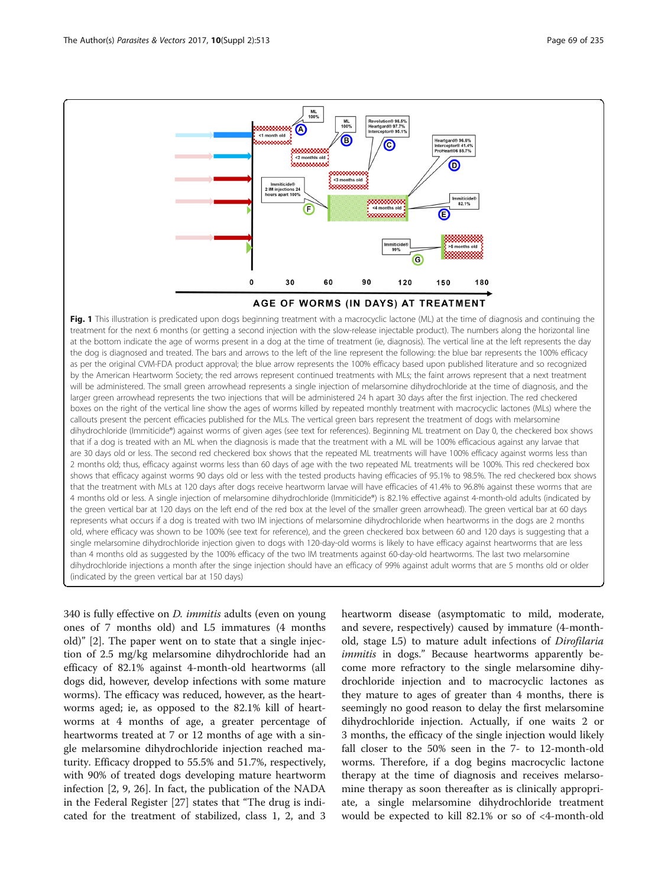**Fig. 1** This illustration is predicated upon dogs beginning treatment with a macrocyclic lactone (ML) at the time of diagnosis and continuing the treatment for the next 6 months (or getting a second injection with the slow-release injectable product). The numbers along the horizontal line at the bottom indicate the age of worms present in a dog at the time of treatment (ie, diagnosis). The vertical line at the left represents the day the dog is diagnosed and treated. The bars and arrows to the left of the line represent the following: the blue bar represents the 100% efficacy as per the original CVM-FDA product approval; the blue arrow represents the 100% efficacy based upon published literature and so recognized by the American Heartworm Society; the red arrows represent continued treatments with MLs; the faint arrows represent that a next treatment will be administered. The small green arrowhead represents a single injection of melarsomine dihydrochloride at the time of diagnosis, and the larger green arrowhead represents the two injections that will be administered 24 h apart 30 days after the first injection. The red checkered boxes on the right of the vertical line show the ages of worms killed by repeated monthly treatment with macrocyclic lactones (MLs) where the callouts present the percent efficacies published for the MLs. The vertical green bars represent the treatment of dogs with melarsomine dihydrochloride (Immiticide®) against worms of given ages (see text for references). Beginning ML treatment on Day 0, the checkered box shows that if a dog is treated with an ML when the diagnosis is made that the treatment with a ML will be 100% efficacious against any larvae that are 30 days old or less. The second red checkered box shows that the repeated ML treatments will have 100% efficacy against worms less than 2 months old; thus, efficacy against worms less than 60 days of age with the two repeated ML treatments will be 100%. This red checkered box shows that efficacy against worms 90 days old or less with the tested products having efficacies of 95.1% to 98.5%. The red checkered box shows that the treatment with MLs at 120 days after dogs receive heartworm larvae will have efficacies of 41.4% to 96.8% against these worms that are 4 months old or less. A single injection of melarsomine dihydrochloride (Immiticide®) is 82.1% effective against 4-month-old adults (indicated by the green vertical bar at 120 days on the left end of the red box at the level of the smaller green arrowhead). The green vertical bar at 60 days represents what occurs if a dog is treated with two IM injections of melarsomine dihydrochloride when heartworms in the dogs are 2 months old, where efficacy was shown to be 100% (see text for reference), and the green checkered box between 60 and 120 days is suggesting that a single melarsomine dihydrochloride injection given to dogs with 120-day-old worms is likely to have efficacy against heartworms that are less than 4 months old as suggested by the 100% efficacy of the two IM treatments against 60-day-old heartworms. The last two melarsomine dihydrochloride injections a month after the singe injection should have an efficacy of 99% against adult worms that are 5 months old or older (indicated by the green vertical bar at 150 days)

340 is fully effective on *D. immitis* adults (even on young ones of 7 months old) and L5 immatures (4 months old)" [2]. The paper went on to state that a single injection of 2.5 mg/kg melarsomine dihydrochloride had an efficacy of 82.1% against 4-month-old heartworms (all dogs did, however, develop infections with some mature worms). The efficacy was reduced, however, as the heartworms aged; ie, as opposed to the 82.1% kill of heartworms at 4 months of age, a greater percentage of heartworms treated at 7 or 12 months of age with a single melarsomine dihydrochloride injection reached maturity. Efficacy dropped to 55.5% and 51.7%, respectively, with 90% of treated dogs developing mature heartworm infection [2, 9, 26]. In fact, the publication of the NADA in the Federal Register [27] states that "The drug is indicated for the treatment of stabilized, class 1, 2, and 3 heartworm disease (asymptomatic to mild, moderate, and severe, respectively) caused by immature (4-month-old, stage L5) to mature adult infections of *Dirofilaria immitis* in dogs." Because heartworms apparently become more refractory to the single melarsomine dihydrochloride injection and to macrocyclic lactones as they mature to ages of greater than 4 months, there is seemingly no good reason to delay the first melarsomine dihydrochloride injection. Actually, if one waits 2 or 3 months, the efficacy of the single injection would likely fall closer to the 50% seen in the 7- to 12-month-old worms. Therefore, if a dog begins macrocyclic lactone therapy at the time of diagnosis and receives melarsomine therapy as soon thereafter as is clinically appropriate, a single melarsomine dihydrochloride treatment would be expected to kill 82.1% or so of <4-month-old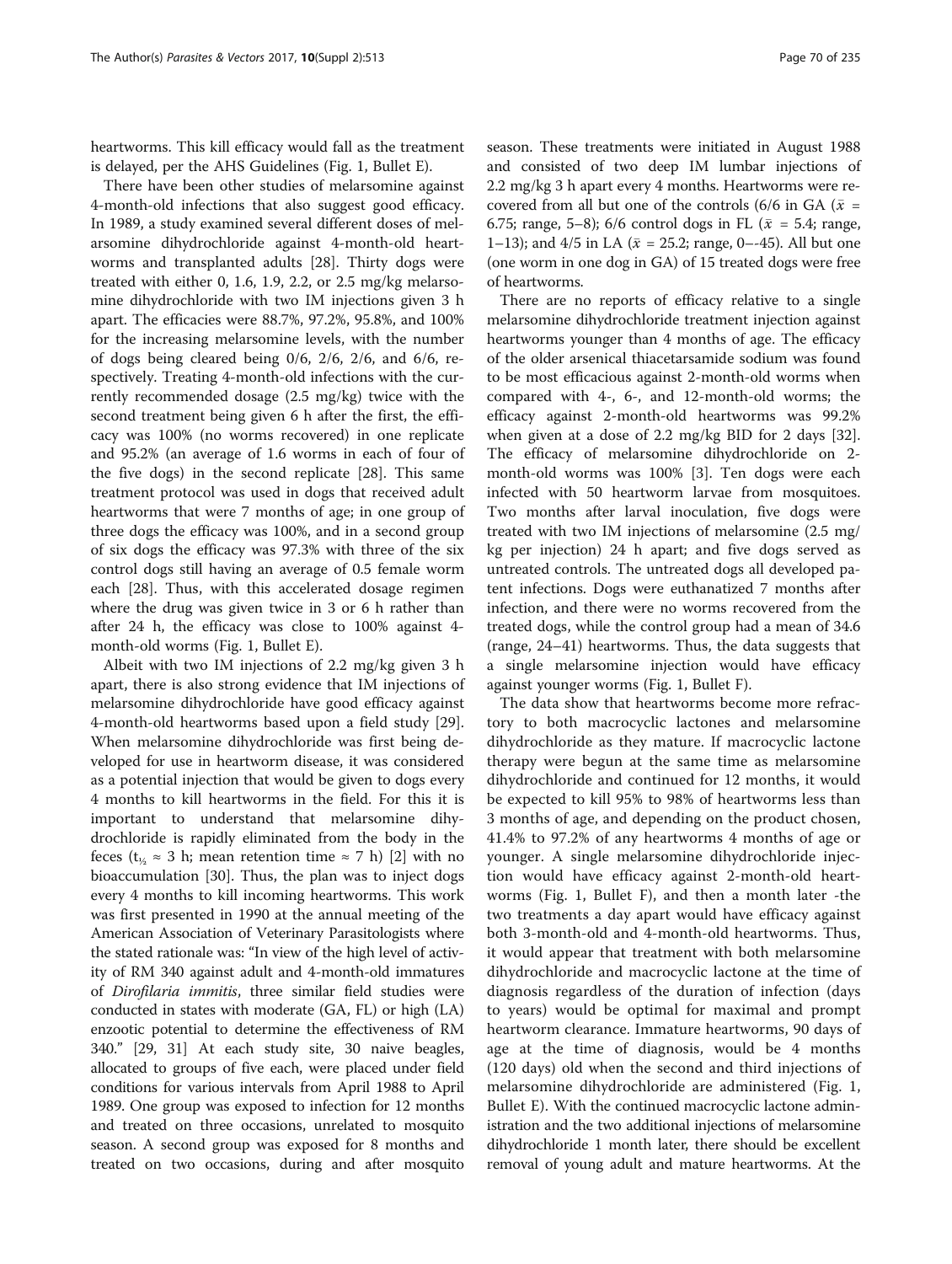heartworms. This kill efficacy would fall as the treatment is delayed, per the AHS Guidelines (Fig. 1, Bullet E).

There have been other studies of melarsomine against 4-month-old infections that also suggest good efficacy. In 1989, a study examined several different doses of melarsomine dihydrochloride against 4-month-old heartworms and transplanted adults [28]. Thirty dogs were treated with either 0, 1.6, 1.9, 2.2, or 2.5 mg/kg melarsomine dihydrochloride with two IM injections given 3 h apart. The efficacies were 88.7%, 97.2%, 95.8%, and 100% for the increasing melarsomine levels, with the number of dogs being cleared being 0/6, 2/6, 2/6, and 6/6, respectively. Treating 4-month-old infections with the currently recommended dosage (2.5 mg/kg) twice with the second treatment being given 6 h after the first, the efficacy was 100% (no worms recovered) in one replicate and 95.2% (an average of 1.6 worms in each of four of the five dogs) in the second replicate [28]. This same treatment protocol was used in dogs that received adult heartworms that were 7 months of age; in one group of three dogs the efficacy was 100%, and in a second group of six dogs the efficacy was 97.3% with three of the six control dogs still having an average of 0.5 female worm each [28]. Thus, with this accelerated dosage regimen where the drug was given twice in 3 or 6 h rather than after 24 h, the efficacy was close to 100% against 4-month-old worms (Fig. 1, Bullet E).

Albeit with two IM injections of 2.2 mg/kg given 3 h apart, there is also strong evidence that IM injections of melarsomine dihydrochloride have good efficacy against 4-month-old heartworms based upon a field study [29]. When melarsomine dihydrochloride was first being developed for use in heartworm disease, it was considered as a potential injection that would be given to dogs every 4 months to kill heartworms in the field. For this it is important to understand that melarsomine dihydrochloride is rapidly eliminated from the body in the feces ($t_{½} \approx 3$ h; mean retention time ≈ 7 h) [2] with no bioaccumulation [30]. Thus, the plan was to inject dogs every 4 months to kill incoming heartworms. This work was first presented in 1990 at the annual meeting of the American Association of Veterinary Parasitologists where the stated rationale was: "In view of the high level of activity of RM 340 against adult and 4-month-old immatures of *Dirofilaria immitis*, three similar field studies were conducted in states with moderate (GA, FL) or high (LA) enzootic potential to determine the effectiveness of RM 340." [29, 31] At each study site, 30 naive beagles, allocated to groups of five each, were placed under field conditions for various intervals from April 1988 to April 1989. One group was exposed to infection for 12 months and treated on three occasions, unrelated to mosquito season. A second group was exposed for 8 months and treated on two occasions, during and after mosquito season. These treatments were initiated in August 1988 and consisted of two deep IM lumbar injections of 2.2 mg/kg 3 h apart every 4 months. Heartworms were recovered from all but one of the controls (6/6 in GA ($\bar{x}$ = 6.75; range, 5–8); 6/6 control dogs in FL ($\bar{x}$ = 5.4; range, 1–13); and 4/5 in LA ($\bar{x}$ = 25.2; range, 0–-45). All but one (one worm in one dog in GA) of 15 treated dogs were free of heartworms.

There are no reports of efficacy relative to a single melarsomine dihydrochloride treatment injection against heartworms younger than 4 months of age. The efficacy of the older arsenical thiacetarsamide sodium was found to be most efficacious against 2-month-old worms when compared with 4-, 6-, and 12-month-old worms; the efficacy against 2-month-old heartworms was 99.2% when given at a dose of 2.2 mg/kg BID for 2 days [32]. The efficacy of melarsomine dihydrochloride on 2-month-old worms was 100% [3]. Ten dogs were each infected with 50 heartworm larvae from mosquitoes. Two months after larval inoculation, five dogs were treated with two IM injections of melarsomine (2.5 mg/kg per injection) 24 h apart; and five dogs served as untreated controls. The untreated dogs all developed patent infections. Dogs were euthanatized 7 months after infection, and there were no worms recovered from the treated dogs, while the control group had a mean of 34.6 (range, 24–41) heartworms. Thus, the data suggests that a single melarsomine injection would have efficacy against younger worms (Fig. 1, Bullet F).

The data show that heartworms become more refractory to both macrocyclic lactones and melarsomine dihydrochloride as they mature. If macrocyclic lactone therapy were begun at the same time as melarsomine dihydrochloride and continued for 12 months, it would be expected to kill 95% to 98% of heartworms less than 3 months of age, and depending on the product chosen, 41.4% to 97.2% of any heartworms 4 months of age or younger. A single melarsomine dihydrochloride injection would have efficacy against 2-month-old heartworms (Fig. 1, Bullet F), and then a month later -the two treatments a day apart would have efficacy against both 3-month-old and 4-month-old heartworms. Thus, it would appear that treatment with both melarsomine dihydrochloride and macrocyclic lactone at the time of diagnosis regardless of the duration of infection (days to years) would be optimal for maximal and prompt heartworm clearance. Immature heartworms, 90 days of age at the time of diagnosis, would be 4 months (120 days) old when the second and third injections of melarsomine dihydrochloride are administered (Fig. 1, Bullet E). With the continued macrocyclic lactone administration and the two additional injections of melarsomine dihydrochloride 1 month later, there should be excellent removal of young adult and mature heartworms. At the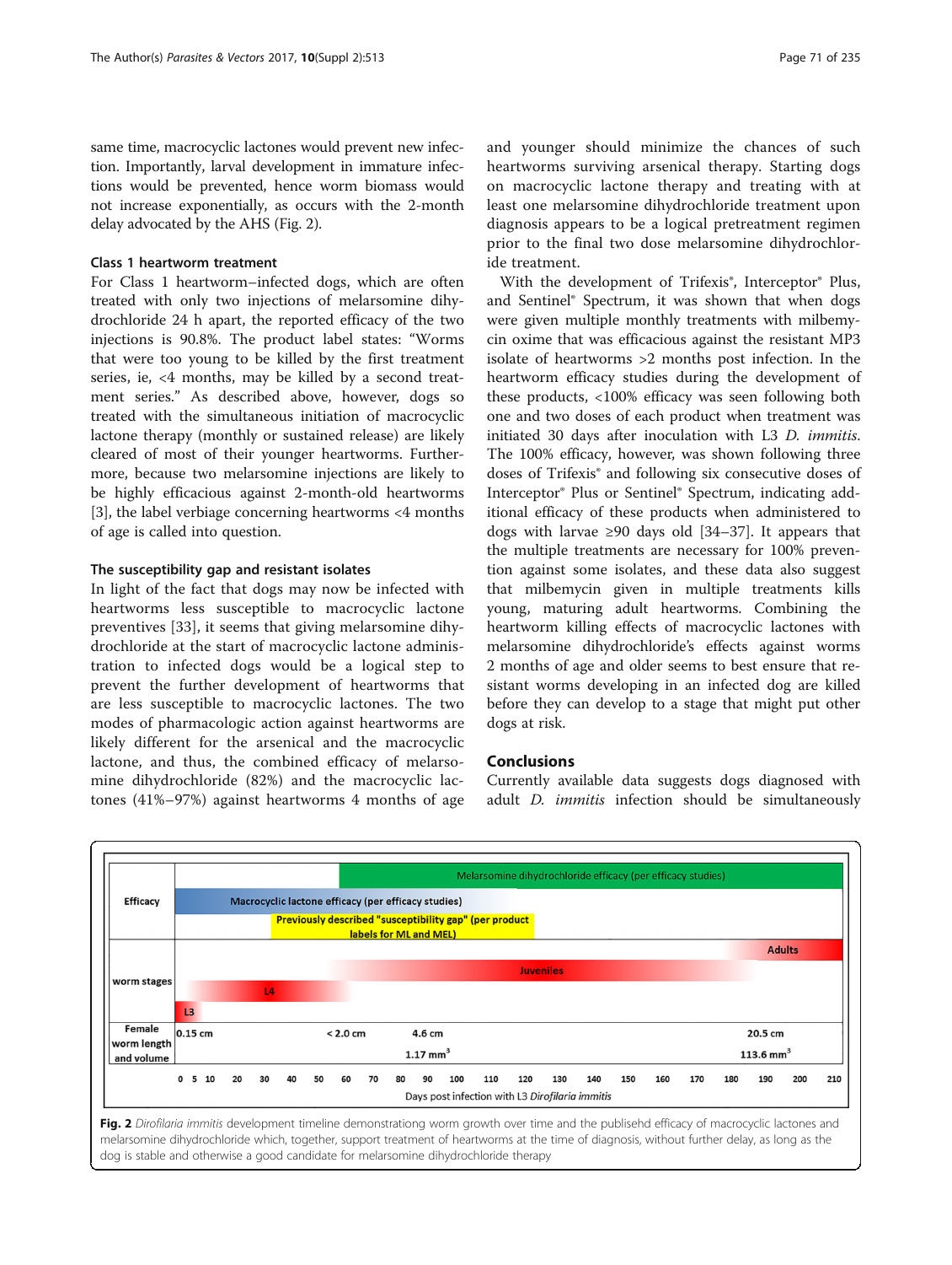same time, macrocyclic lactones would prevent new infection. Importantly, larval development in immature infections would be prevented, hence worm biomass would not increase exponentially, as occurs with the 2-month delay advocated by the AHS (Fig. 2).

### Class 1 heartworm treatment

For Class 1 heartworm–infected dogs, which are often treated with only two injections of melarsomine dihydrochloride 24 h apart, the reported efficacy of the two injections is 90.8%. The product label states: "Worms that were too young to be killed by the first treatment series, ie, <4 months, may be killed by a second treatment series." As described above, however, dogs so treated with the simultaneous initiation of macrocyclic lactone therapy (monthly or sustained release) are likely cleared of most of their younger heartworms. Furthermore, because two melarsomine injections are likely to be highly efficacious against 2-month-old heartworms [3], the label verbiage concerning heartworms <4 months of age is called into question.

### The susceptibility gap and resistant isolates

In light of the fact that dogs may now be infected with heartworms less susceptible to macrocyclic lactone preventives [33], it seems that giving melarsomine dihydrochloride at the start of macrocyclic lactone administration to infected dogs would be a logical step to prevent the further development of heartworms that are less susceptible to macrocyclic lactones. The two modes of pharmacologic action against heartworms are likely different for the arsenical and the macrocyclic lactone, and thus, the combined efficacy of melarsomine dihydrochloride (82%) and the macrocyclic lactones (41%–97%) against heartworms 4 months of age and younger should minimize the chances of such heartworms surviving arsenical therapy. Starting dogs on macrocyclic lactone therapy and treating with at least one melarsomine dihydrochloride treatment upon diagnosis appears to be a logical pretreatment regimen prior to the final two dose melarsomine dihydrochloride treatment.

With the development of Trifexis®, Interceptor® Plus, and Sentinel® Spectrum, it was shown that when dogs were given multiple monthly treatments with milbemycin oxime that was efficacious against the resistant MP3 isolate of heartworms >2 months post infection. In the heartworm efficacy studies during the development of these products, <100% efficacy was seen following both one and two doses of each product when treatment was initiated 30 days after inoculation with L3 *D. immitis*. The 100% efficacy, however, was shown following three doses of Trifexis® and following six consecutive doses of Interceptor® Plus or Sentinel® Spectrum, indicating additional efficacy of these products when administered to dogs with larvae ≥90 days old [34–37]. It appears that the multiple treatments are necessary for 100% prevention against some isolates, and these data also suggest that milbemycin given in multiple treatments kills young, maturing adult heartworms. Combining the heartworm killing effects of macrocyclic lactones with melarsomine dihydrochloride's effects against worms 2 months of age and older seems to best ensure that resistant worms developing in an infected dog are killed before they can develop to a stage that might put other dogs at risk.

## Conclusions

Currently available data suggests dogs diagnosed with adult *D. immitis* infection should be simultaneously

Fig. 2 *Dirofilaria immitis* development timeline demonstrationg worm growth over time and the publisehd efficacy of macrocyclic lactones and melarsomine dihydrochloride which, together, support treatment of heartworms at the time of diagnosis, without further delay, as long as the dog is stable and otherwise a good candidate for melarsomine dihydrochloride therapy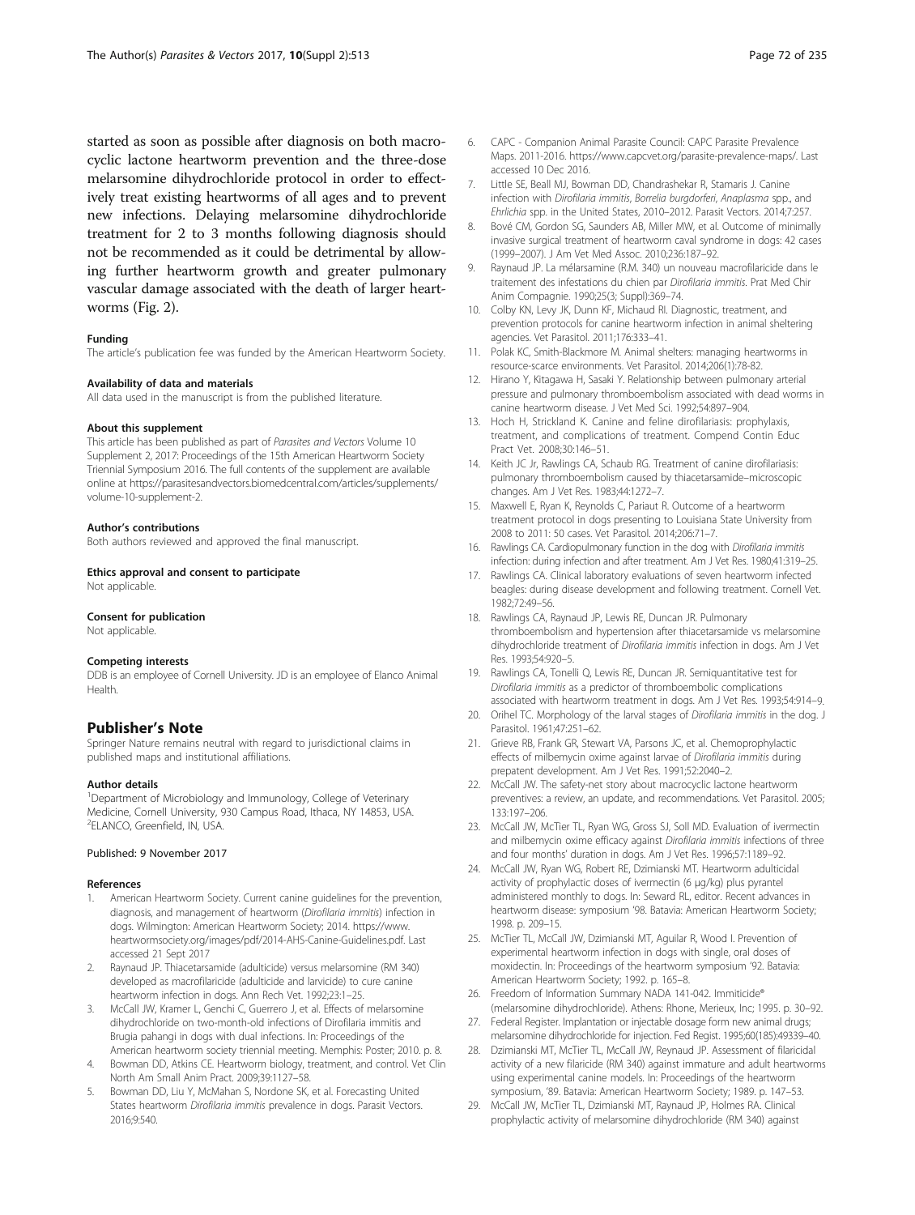started as soon as possible after diagnosis on both macrocyclic lactone heartworm prevention and the three-dose melarsomine dihydrochloride protocol in order to effectively treat existing heartworms of all ages and to prevent new infections. Delaying melarsomine dihydrochloride treatment for 2 to 3 months following diagnosis should not be recommended as it could be detrimental by allowing further heartworm growth and greater pulmonary vascular damage associated with the death of larger heartworms (Fig. 2).

#### Funding

The article's publication fee was funded by the American Heartworm Society.

#### Availability of data and materials

All data used in the manuscript is from the published literature.

#### About this supplement

This article has been published as part of *Parasites and Vectors* Volume 10 Supplement 2, 2017: Proceedings of the 15th American Heartworm Society Triennial Symposium 2016. The full contents of the supplement are available online at https://parasitesandvectors.biomedcentral.com/articles/supplements/volume-10-supplement-2.

#### Author's contributions

Both authors reviewed and approved the final manuscript.

#### Ethics approval and consent to participate

Not applicable.

#### Consent for publication

Not applicable.

#### Competing interests

DDB is an employee of Cornell University. JD is an employee of Elanco Animal Health.

## Publisher's Note

Springer Nature remains neutral with regard to jurisdictional claims in published maps and institutional affiliations.

#### Author details

[1]Department of Microbiology and Immunology, College of Veterinary Medicine, Cornell University, 930 Campus Road, Ithaca, NY 14853, USA. [2]ELANCO, Greenfield, IN, USA.

Published: 9 November 2017

#### References

1. American Heartworm Society. Current canine guidelines for the prevention, diagnosis, and management of heartworm (*Dirofilaria immitis*) infection in dogs. Wilmington: American Heartworm Society; 2014. https://www.heartwormsociety.org/images/pdf/2014-AHS-Canine-Guidelines.pdf. Last accessed 21 Sept 2017
2. Raynaud JP. Thiacetarsamide (adulticide) versus melarsomine (RM 340) developed as macrofilaricide (adulticide and larvicide) to cure canine heartworm infection in dogs. Ann Rech Vet. 1992;23:1–25.
3. McCall JW, Kramer L, Genchi C, Guerrero J, et al. Effects of melarsomine dihydrochloride on two-month-old infections of Dirofilaria immitis and Brugia pahangi in dogs with dual infections. In: Proceedings of the American heartworm society triennial meeting. Memphis: Poster; 2010. p. 8.
4. Bowman DD, Atkins CE. Heartworm biology, treatment, and control. Vet Clin North Am Small Anim Pract. 2009;39:1127–58.
5. Bowman DD, Liu Y, McMahan S, Nordone SK, et al. Forecasting United States heartworm *Dirofilaria immitis* prevalence in dogs. Parasit Vectors. 2016;9:540.
6. CAPC - Companion Animal Parasite Council: CAPC Parasite Prevalence Maps. 2011-2016. https://www.capcvet.org/parasite-prevalence-maps/. Last accessed 10 Dec 2016.
7. Little SE, Beall MJ, Bowman DD, Chandrashekar R, Stamaris J. Canine infection with *Dirofilaria immitis*, *Borrelia burgdorferi*, *Anaplasma* spp., and *Ehrlichia* spp. in the United States, 2010–2012. Parasit Vectors. 2014;7:257.
8. Bové CM, Gordon SG, Saunders AB, Miller MW, et al. Outcome of minimally invasive surgical treatment of heartworm caval syndrome in dogs: 42 cases (1999–2007). J Am Vet Med Assoc. 2010;236:187–92.
9. Raynaud JP. La mélarsamine (R.M. 340) un nouveau macrofilaricide dans le traitement des infestations du chien par *Dirofilaria immitis*. Prat Med Chir Anim Compagnie. 1990;25(3; Suppl):369–74.
10. Colby KN, Levy JK, Dunn KF, Michaud RI. Diagnostic, treatment, and prevention protocols for canine heartworm infection in animal sheltering agencies. Vet Parasitol. 2011;176:333–41.
11. Polak KC, Smith-Blackmore M. Animal shelters: managing heartworms in resource-scarce environments. Vet Parasitol. 2014;206(1):78-82.
12. Hirano Y, Kitagawa H, Sasaki Y. Relationship between pulmonary arterial pressure and pulmonary thromboembolism associated with dead worms in canine heartworm disease. J Vet Med Sci. 1992;54:897–904.
13. Hoch H, Strickland K. Canine and feline dirofilariasis: prophylaxis, treatment, and complications of treatment. Compend Contin Educ Pract Vet. 2008;30:146–51.
14. Keith JC Jr, Rawlings CA, Schaub RG. Treatment of canine dirofilariasis: pulmonary thromboembolism caused by thiacetarsamide–microscopic changes. Am J Vet Res. 1983;44:1272–7.
15. Maxwell E, Ryan K, Reynolds C, Pariaut R. Outcome of a heartworm treatment protocol in dogs presenting to Louisiana State University from 2008 to 2011: 50 cases. Vet Parasitol. 2014;206:71–7.
16. Rawlings CA. Cardiopulmonary function in the dog with *Dirofilaria immitis* infection: during infection and after treatment. Am J Vet Res. 1980;41:319–25.
17. Rawlings CA. Clinical laboratory evaluations of seven heartworm infected beagles: during disease development and following treatment. Cornell Vet. 1982;72:49–56.
18. Rawlings CA, Raynaud JP, Lewis RE, Duncan JR. Pulmonary thromboembolism and hypertension after thiacetarsamide vs melarsomine dihydrochloride treatment of *Dirofilaria immitis* infection in dogs. Am J Vet Res. 1993;54:920–5.
19. Rawlings CA, Tonelli Q, Lewis RE, Duncan JR. Semiquantitative test for *Dirofilaria immitis* as a predictor of thromboembolic complications associated with heartworm treatment in dogs. Am J Vet Res. 1993;54:914–9.
20. Orihel TC. Morphology of the larval stages of *Dirofilaria immitis* in the dog. J Parasitol. 1961;47:251–62.
21. Grieve RB, Frank GR, Stewart VA, Parsons JC, et al. Chemoprophylactic effects of milbemycin oxime against larvae of *Dirofilaria immitis* during prepatent development. Am J Vet Res. 1991;52:2040–2.
22. McCall JW. The safety-net story about macrocyclic lactone heartworm preventives: a review, an update, and recommendations. Vet Parasitol. 2005;133:197–206.
23. McCall JW, McTier TL, Ryan WG, Gross SJ, Soll MD. Evaluation of ivermectin and milbemycin oxime efficacy against *Dirofilaria immitis* infections of three and four months' duration in dogs. Am J Vet Res. 1996;57:1189–92.
24. McCall JW, Ryan WG, Robert RE, Dzimianski MT. Heartworm adulticidal activity of prophylactic doses of ivermectin (6 μg/kg) plus pyrantel administered monthly to dogs. In: Seward RL, editor. Recent advances in heartworm disease: symposium '98. Batavia: American Heartworm Society; 1998. p. 209–15.
25. McTier TL, McCall JW, Dzimianski MT, Aguilar R, Wood I. Prevention of experimental heartworm infection in dogs with single, oral doses of moxidectin. In: Proceedings of the heartworm symposium '92. Batavia: American Heartworm Society; 1992. p. 165–8.
26. Freedom of Information Summary NADA 141-042. Immiticide® (melarsomine dihydrochloride). Athens: Rhone, Merieux, Inc; 1995. p. 30–92.
27. Federal Register. Implantation or injectable dosage form new animal drugs; melarsomine dihydrochloride for injection. Fed Regist. 1995;60(185):49339–40.
28. Dzimianski MT, McTier TL, McCall JW, Reynaud JP. Assessment of filaricidal activity of a new filaricide (RM 340) against immature and adult heartworms using experimental canine models. In: Proceedings of the heartworm symposium, '89. Batavia: American Heartworm Society; 1989. p. 147–53.
29. McCall JW, McTier TL, Dzimianski MT, Raynaud JP, Holmes RA. Clinical prophylactic activity of melarsomine dihydrochloride (RM 340) against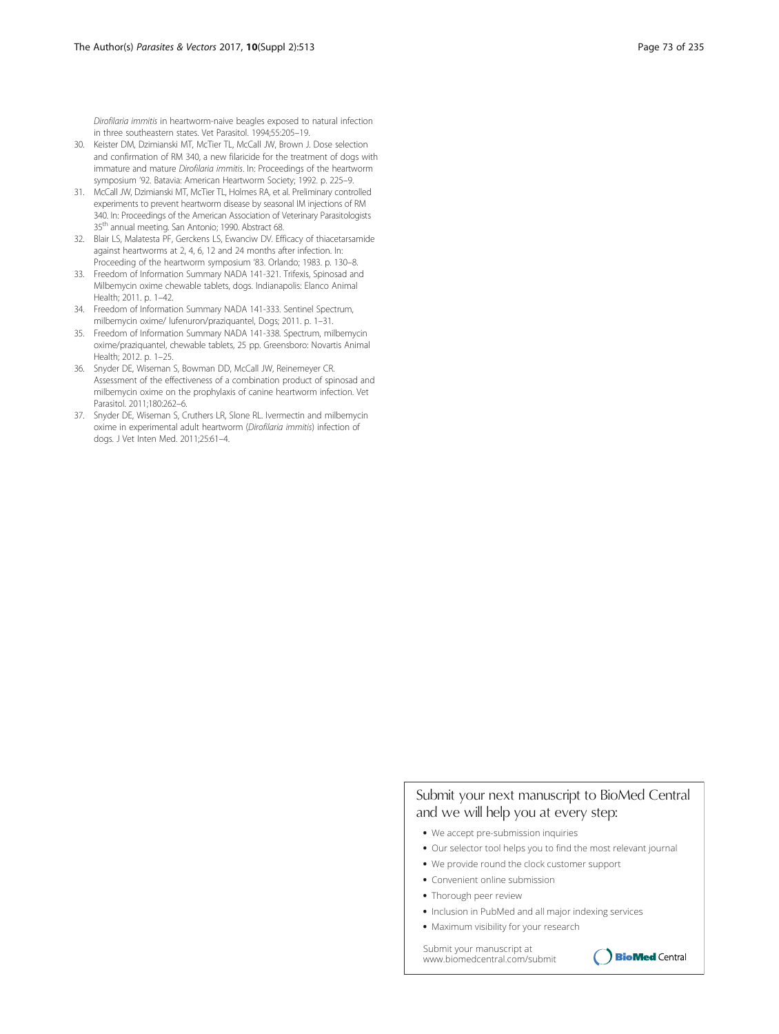*Dirofilaria immitis* in heartworm-naive beagles exposed to natural infection in three southeastern states. Vet Parasitol. 1994;55:205–19.

30. Keister DM, Dzimianski MT, McTier TL, McCall JW, Brown J. Dose selection and confirmation of RM 340, a new filaricide for the treatment of dogs with immature and mature *Dirofilaria immitis*. In: Proceedings of the heartworm symposium '92. Batavia: American Heartworm Society; 1992. p. 225–9.
31. McCall JW, Dzimianski MT, McTier TL, Holmes RA, et al. Preliminary controlled experiments to prevent heartworm disease by seasonal IM injections of RM 340. In: Proceedings of the American Association of Veterinary Parasitologists 35th annual meeting. San Antonio; 1990. Abstract 68.
32. Blair LS, Malatesta PF, Gerckens LS, Ewanciw DV. Efficacy of thiacetarsamide against heartworms at 2, 4, 6, 12 and 24 months after infection. In: Proceeding of the heartworm symposium '83. Orlando; 1983. p. 130–8.
33. Freedom of Information Summary NADA 141-321. Trifexis, Spinosad and Milbemycin oxime chewable tablets, dogs. Indianapolis: Elanco Animal Health; 2011. p. 1–42.
34. Freedom of Information Summary NADA 141-333. Sentinel Spectrum, milbemycin oxime/ lufenuron/praziquantel, Dogs; 2011. p. 1–31.
35. Freedom of Information Summary NADA 141-338. Spectrum, milbemycin oxime/praziquantel, chewable tablets, 25 pp. Greensboro: Novartis Animal Health; 2012. p. 1–25.
36. Snyder DE, Wiseman S, Bowman DD, McCall JW, Reinemeyer CR. Assessment of the effectiveness of a combination product of spinosad and milbemycin oxime on the prophylaxis of canine heartworm infection. Vet Parasitol. 2011;180:262–6.
37. Snyder DE, Wiseman S, Cruthers LR, Slone RL. Ivermectin and milbemycin oxime in experimental adult heartworm (*Dirofilaria immitis*) infection of dogs. J Vet Inten Med. 2011;25:61–4.

Submit your next manuscript to BioMed Central and we will help you at every step:

- We accept pre-submission inquiries
- Our selector tool helps you to find the most relevant journal
- We provide round the clock customer support
- Convenient online submission
- Thorough peer review
- Inclusion in PubMed and all major indexing services
- Maximum visibility for your research

Submit your manuscript at www.biomedcentral.com/submit

BioMed Central